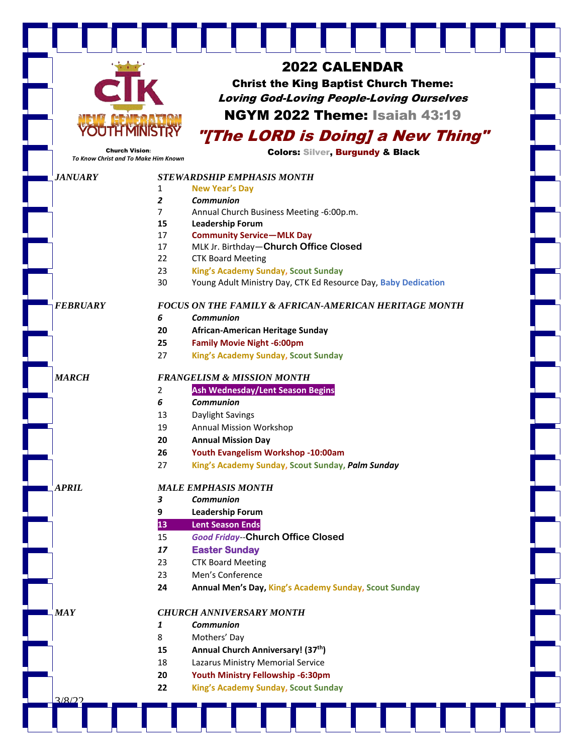# 2022 CALENDAR

**Christ the King Baptist Church Theme:**
***Loving God-Loving People-Loving Ourselves***

**NGYM 2022 Theme: Isaiah 43:19**

## *"[The LORD is Doing] a New Thing"*

**Colors: Silver, Burgundy & Black**

CTK NEW GENERATION YOUTH MINISTRY

**Church Vision:**
*To Know Christ and To Make Him Known*

***JANUARY*** — ***STEWARDSHIP EMPHASIS MONTH***

| | |
|---|---|
| 1 | **New Year's Day** |
| ***2*** | ***Communion*** |
| 7 | Annual Church Business Meeting -6:00p.m. |
| **15** | **Leadership Forum** |
| 17 | **Community Service—MLK Day** |
| 17 | MLK Jr. Birthday—**Church Office Closed** |
| 22 | CTK Board Meeting |
| 23 | **King's Academy Sunday, Scout Sunday** |
| 30 | Young Adult Ministry Day, CTK Ed Resource Day, **Baby Dedication** |

***FEBRUARY*** — ***FOCUS ON THE FAMILY & AFRICAN-AMERICAN HERITAGE MONTH***

| | |
|---|---|
| ***6*** | ***Communion*** |
| **20** | **African-American Heritage Sunday** |
| **25** | **Family Movie Night -6:00pm** |
| 27 | **King's Academy Sunday, Scout Sunday** |

***MARCH*** — ***FRANGELISM & MISSION MONTH***

| | |
|---|---|
| 2 | **Ash Wednesday/Lent Season Begins** |
| ***6*** | ***Communion*** |
| 13 | Daylight Savings |
| 19 | Annual Mission Workshop |
| **20** | **Annual Mission Day** |
| **26** | **Youth Evangelism Workshop -10:00am** |
| 27 | **King's Academy Sunday, Scout Sunday, *Palm Sunday*** |

***APRIL*** — ***MALE EMPHASIS MONTH***

| | |
|---|---|
| ***3*** | ***Communion*** |
| **9** | **Leadership Forum** |
| **13** | **Lent Season Ends** |
| 15 | ***Good Friday***--**Church Office Closed** |
| ***17*** | **Easter Sunday** |
| 23 | CTK Board Meeting |
| 23 | Men's Conference |
| **24** | **Annual Men's Day, King's Academy Sunday, Scout Sunday** |

***MAY*** — ***CHURCH ANNIVERSARY MONTH***

| | |
|---|---|
| ***1*** | ***Communion*** |
| 8 | Mothers' Day |
| **15** | **Annual Church Anniversary! (37th)** |
| 18 | Lazarus Ministry Memorial Service |
| **20** | **Youth Ministry Fellowship -6:30pm** |
| **22** | **King's Academy Sunday, Scout Sunday** |

3/8/22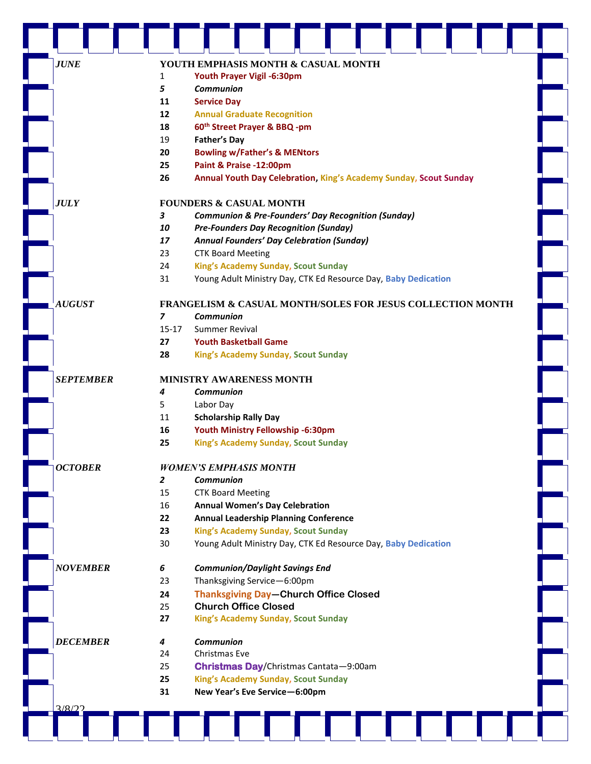| | | |
|---|---|---|
| ***JUNE*** | **YOUTH EMPHASIS MONTH & CASUAL MONTH** | |
| | 1 | **Youth Prayer Vigil -6:30pm** |
| | ***5*** | ***Communion*** |
| | **11** | **Service Day** |
| | **12** | **Annual Graduate Recognition** |
| | **18** | **60th Street Prayer & BBQ -pm** |
| | 19 | **Father's Day** |
| | **20** | **Bowling w/Father's & MENtors** |
| | **25** | **Paint & Praise -12:00pm** |
| | **26** | **Annual Youth Day Celebration, King's Academy Sunday, Scout Sunday** |
| ***JULY*** | **FOUNDERS & CASUAL MONTH** | |
| | ***3*** | ***Communion & Pre-Founders' Day Recognition (Sunday)*** |
| | ***10*** | ***Pre-Founders Day Recognition (Sunday)*** |
| | ***17*** | ***Annual Founders' Day Celebration (Sunday)*** |
| | 23 | CTK Board Meeting |
| | 24 | **King's Academy Sunday, Scout Sunday** |
| | 31 | Young Adult Ministry Day, CTK Ed Resource Day, **Baby Dedication** |
| ***AUGUST*** | **FRANGELISM & CASUAL MONTH/SOLES FOR JESUS COLLECTION MONTH** | |
| | ***7*** | ***Communion*** |
| | 15-17 | Summer Revival |
| | **27** | **Youth Basketball Game** |
| | **28** | **King's Academy Sunday, Scout Sunday** |
| ***SEPTEMBER*** | **MINISTRY AWARENESS MONTH** | |
| | ***4*** | ***Communion*** |
| | 5 | Labor Day |
| | 11 | **Scholarship Rally Day** |
| | **16** | **Youth Ministry Fellowship -6:30pm** |
| | **25** | **King's Academy Sunday, Scout Sunday** |
| ***OCTOBER*** | ***WOMEN'S EMPHASIS MONTH*** | |
| | ***2*** | ***Communion*** |
| | 15 | CTK Board Meeting |
| | 16 | **Annual Women's Day Celebration** |
| | **22** | **Annual Leadership Planning Conference** |
| | **23** | **King's Academy Sunday, Scout Sunday** |
| | 30 | Young Adult Ministry Day, CTK Ed Resource Day, **Baby Dedication** |
| ***NOVEMBER*** | ***6*** | ***Communion/Daylight Savings End*** |
| | 23 | Thanksgiving Service—6:00pm |
| | **24** | **Thanksgiving Day—Church Office Closed** |
| | 25 | **Church Office Closed** |
| | **27** | **King's Academy Sunday, Scout Sunday** |
| ***DECEMBER*** | ***4*** | ***Communion*** |
| | 24 | Christmas Eve |
| | 25 | **Christmas Day**/Christmas Cantata—9:00am |
| | **25** | **King's Academy Sunday, Scout Sunday** |
| | **31** | **New Year's Eve Service—6:00pm** |

3/8/22